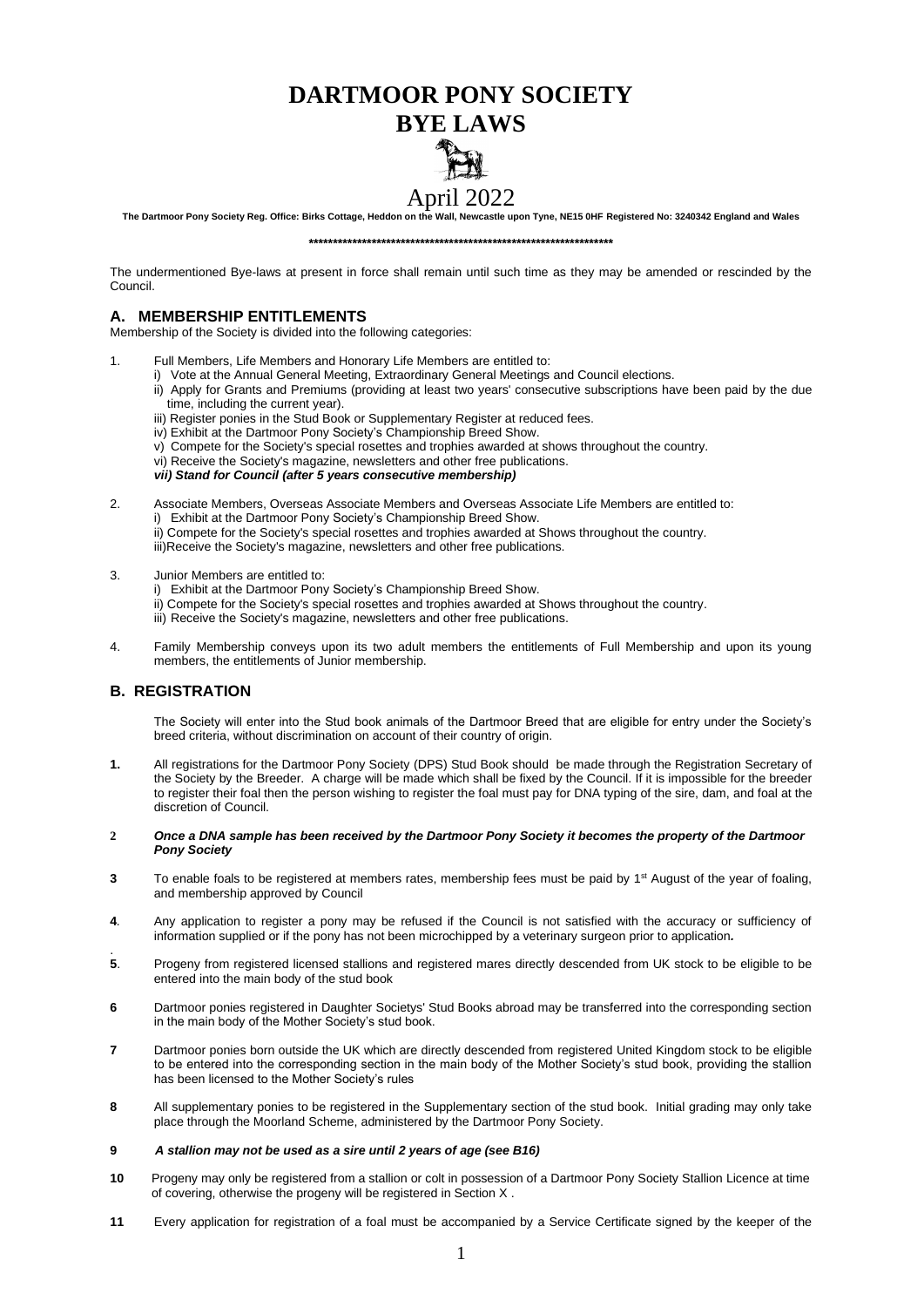# DARTMOOR PONY SOCIETY
# BYE LAWS

April 2022

**The Dartmoor Pony Society Reg. Office: Birks Cottage, Heddon on the Wall, Newcastle upon Tyne, NE15 0HF Registered No: 3240342 England and Wales**

**************************************************************

The undermentioned Bye-laws at present in force shall remain until such time as they may be amended or rescinded by the Council.

## A. MEMBERSHIP ENTITLEMENTS

Membership of the Society is divided into the following categories:

1. Full Members, Life Members and Honorary Life Members are entitled to:
   i) Vote at the Annual General Meeting, Extraordinary General Meetings and Council elections.
   ii) Apply for Grants and Premiums (providing at least two years' consecutive subscriptions have been paid by the due time, including the current year).
   iii) Register ponies in the Stud Book or Supplementary Register at reduced fees.
   iv) Exhibit at the Dartmoor Pony Society's Championship Breed Show.
   v) Compete for the Society's special rosettes and trophies awarded at shows throughout the country.
   vi) Receive the Society's magazine, newsletters and other free publications.
   ***vii) Stand for Council (after 5 years consecutive membership)***

2. Associate Members, Overseas Associate Members and Overseas Associate Life Members are entitled to:
   i) Exhibit at the Dartmoor Pony Society's Championship Breed Show.
   ii) Compete for the Society's special rosettes and trophies awarded at Shows throughout the country.
   iii)Receive the Society's magazine, newsletters and other free publications.

3. Junior Members are entitled to:
   i) Exhibit at the Dartmoor Pony Society's Championship Breed Show.
   ii) Compete for the Society's special rosettes and trophies awarded at Shows throughout the country.
   iii) Receive the Society's magazine, newsletters and other free publications.

4. Family Membership conveys upon its two adult members the entitlements of Full Membership and upon its young members, the entitlements of Junior membership.

## B. REGISTRATION

The Society will enter into the Stud book animals of the Dartmoor Breed that are eligible for entry under the Society's breed criteria, without discrimination on account of their country of origin.

**1.** All registrations for the Dartmoor Pony Society (DPS) Stud Book should be made through the Registration Secretary of the Society by the Breeder. A charge will be made which shall be fixed by the Council. If it is impossible for the breeder to register their foal then the person wishing to register the foal must pay for DNA typing of the sire, dam, and foal at the discretion of Council.

**2** ***Once a DNA sample has been received by the Dartmoor Pony Society it becomes the property of the Dartmoor Pony Society***

**3** To enable foals to be registered at members rates, membership fees must be paid by 1st August of the year of foaling, and membership approved by Council

**4**. Any application to register a pony may be refused if the Council is not satisfied with the accuracy or sufficiency of information supplied or if the pony has not been microchipped by a veterinary surgeon prior to application**.**

**5**. Progeny from registered licensed stallions and registered mares directly descended from UK stock to be eligible to be entered into the main body of the stud book

**6** Dartmoor ponies registered in Daughter Societys' Stud Books abroad may be transferred into the corresponding section in the main body of the Mother Society's stud book.

**7** Dartmoor ponies born outside the UK which are directly descended from registered United Kingdom stock to be eligible to be entered into the corresponding section in the main body of the Mother Society's stud book, providing the stallion has been licensed to the Mother Society's rules

**8** All supplementary ponies to be registered in the Supplementary section of the stud book. Initial grading may only take place through the Moorland Scheme, administered by the Dartmoor Pony Society.

**9** ***A stallion may not be used as a sire until 2 years of age (see B16)***

**10** Progeny may only be registered from a stallion or colt in possession of a Dartmoor Pony Society Stallion Licence at time of covering, otherwise the progeny will be registered in Section X .

**11** Every application for registration of a foal must be accompanied by a Service Certificate signed by the keeper of the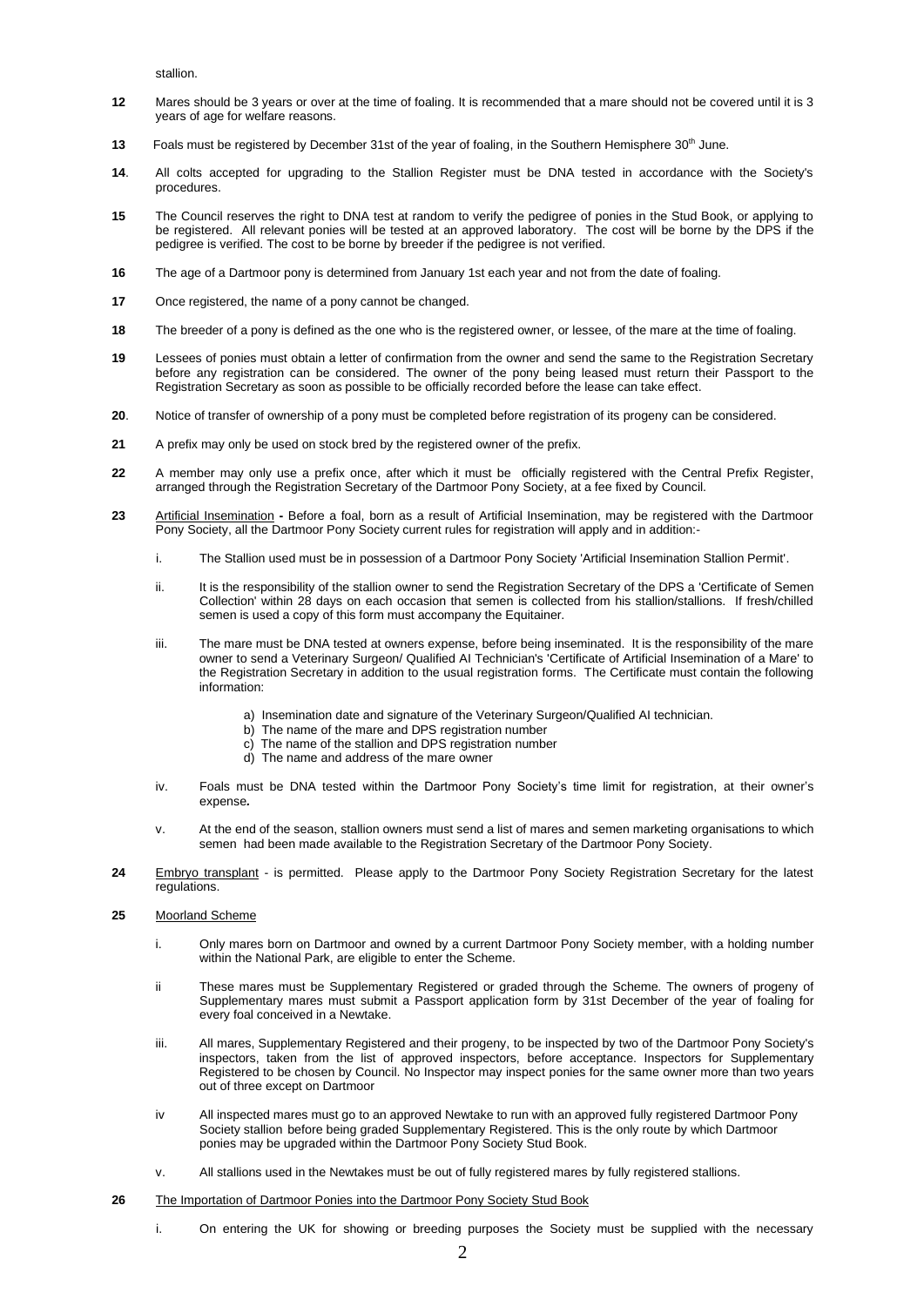stallion.

**12** Mares should be 3 years or over at the time of foaling. It is recommended that a mare should not be covered until it is 3 years of age for welfare reasons.

**13** Foals must be registered by December 31st of the year of foaling, in the Southern Hemisphere 30th June.

**14**. All colts accepted for upgrading to the Stallion Register must be DNA tested in accordance with the Society's procedures.

**15** The Council reserves the right to DNA test at random to verify the pedigree of ponies in the Stud Book, or applying to be registered. All relevant ponies will be tested at an approved laboratory. The cost will be borne by the DPS if the pedigree is verified. The cost to be borne by breeder if the pedigree is not verified.

**16** The age of a Dartmoor pony is determined from January 1st each year and not from the date of foaling.

**17** Once registered, the name of a pony cannot be changed.

**18** The breeder of a pony is defined as the one who is the registered owner, or lessee, of the mare at the time of foaling.

**19** Lessees of ponies must obtain a letter of confirmation from the owner and send the same to the Registration Secretary before any registration can be considered. The owner of the pony being leased must return their Passport to the Registration Secretary as soon as possible to be officially recorded before the lease can take effect.

**20**. Notice of transfer of ownership of a pony must be completed before registration of its progeny can be considered.

**21** A prefix may only be used on stock bred by the registered owner of the prefix.

**22** A member may only use a prefix once, after which it must be officially registered with the Central Prefix Register, arranged through the Registration Secretary of the Dartmoor Pony Society, at a fee fixed by Council.

**23** Artificial Insemination **-** Before a foal, born as a result of Artificial Insemination, may be registered with the Dartmoor Pony Society, all the Dartmoor Pony Society current rules for registration will apply and in addition:-

i. The Stallion used must be in possession of a Dartmoor Pony Society 'Artificial Insemination Stallion Permit'.

ii. It is the responsibility of the stallion owner to send the Registration Secretary of the DPS a 'Certificate of Semen Collection' within 28 days on each occasion that semen is collected from his stallion/stallions. If fresh/chilled semen is used a copy of this form must accompany the Equitainer.

iii. The mare must be DNA tested at owners expense, before being inseminated. It is the responsibility of the mare owner to send a Veterinary Surgeon/ Qualified AI Technician's 'Certificate of Artificial Insemination of a Mare' to the Registration Secretary in addition to the usual registration forms. The Certificate must contain the following information:

a) Insemination date and signature of the Veterinary Surgeon/Qualified AI technician.
b) The name of the mare and DPS registration number
c) The name of the stallion and DPS registration number
d) The name and address of the mare owner

iv. Foals must be DNA tested within the Dartmoor Pony Society's time limit for registration, at their owner's expense**.**

v. At the end of the season, stallion owners must send a list of mares and semen marketing organisations to which semen had been made available to the Registration Secretary of the Dartmoor Pony Society.

**24** Embryo transplant - is permitted. Please apply to the Dartmoor Pony Society Registration Secretary for the latest regulations.

**25** Moorland Scheme

i. Only mares born on Dartmoor and owned by a current Dartmoor Pony Society member, with a holding number within the National Park, are eligible to enter the Scheme.

ii These mares must be Supplementary Registered or graded through the Scheme. The owners of progeny of Supplementary mares must submit a Passport application form by 31st December of the year of foaling for every foal conceived in a Newtake.

iii. All mares, Supplementary Registered and their progeny, to be inspected by two of the Dartmoor Pony Society's inspectors, taken from the list of approved inspectors, before acceptance. Inspectors for Supplementary Registered to be chosen by Council. No Inspector may inspect ponies for the same owner more than two years out of three except on Dartmoor

iv All inspected mares must go to an approved Newtake to run with an approved fully registered Dartmoor Pony Society stallion before being graded Supplementary Registered. This is the only route by which Dartmoor ponies may be upgraded within the Dartmoor Pony Society Stud Book.

v. All stallions used in the Newtakes must be out of fully registered mares by fully registered stallions.

**26** The Importation of Dartmoor Ponies into the Dartmoor Pony Society Stud Book

i. On entering the UK for showing or breeding purposes the Society must be supplied with the necessary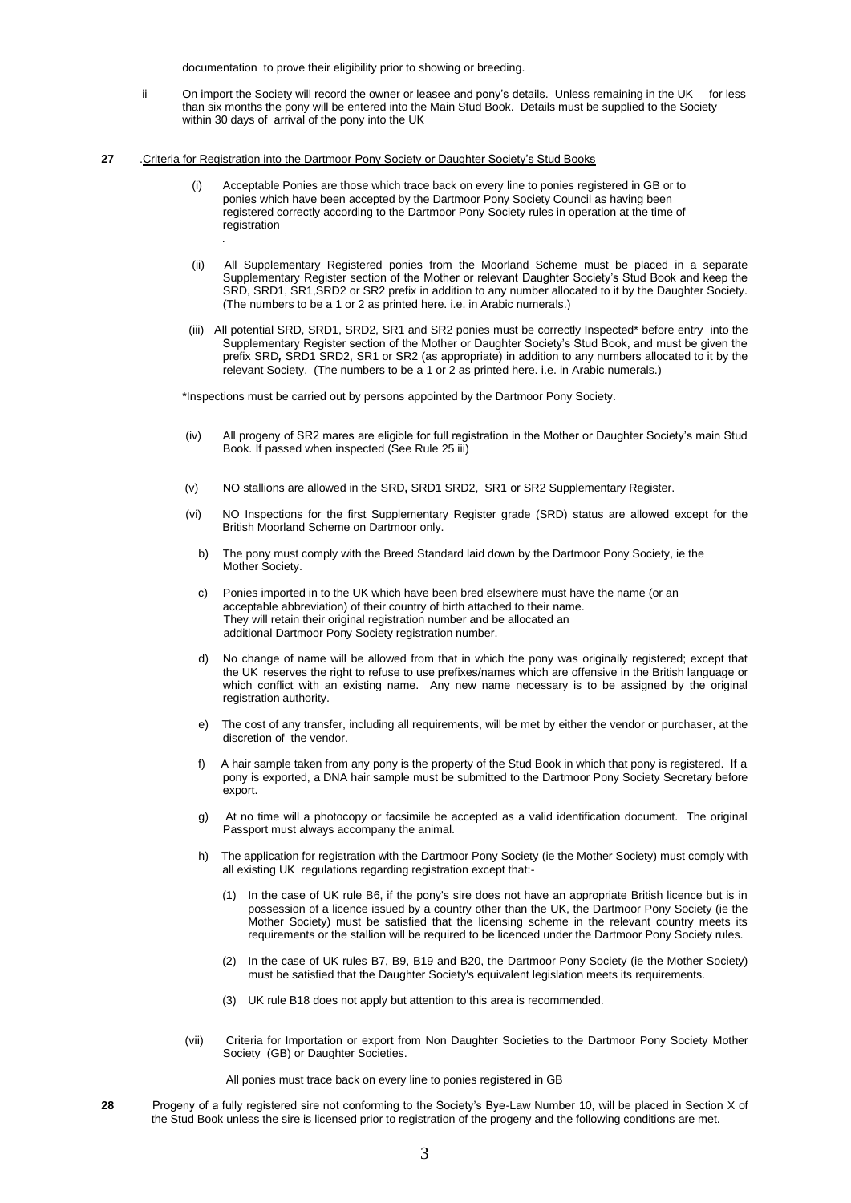documentation to prove their eligibility prior to showing or breeding.

ii On import the Society will record the owner or leasee and pony's details. Unless remaining in the UK for less than six months the pony will be entered into the Main Stud Book. Details must be supplied to the Society within 30 days of arrival of the pony into the UK

**27** .Criteria for Registration into the Dartmoor Pony Society or Daughter Society's Stud Books

(i) Acceptable Ponies are those which trace back on every line to ponies registered in GB or to ponies which have been accepted by the Dartmoor Pony Society Council as having been registered correctly according to the Dartmoor Pony Society rules in operation at the time of registration
.

(ii) All Supplementary Registered ponies from the Moorland Scheme must be placed in a separate Supplementary Register section of the Mother or relevant Daughter Society's Stud Book and keep the SRD, SRD1, SR1,SRD2 or SR2 prefix in addition to any number allocated to it by the Daughter Society. (The numbers to be a 1 or 2 as printed here. i.e. in Arabic numerals.)

(iii) All potential SRD, SRD1, SRD2, SR1 and SR2 ponies must be correctly Inspected* before entry into the Supplementary Register section of the Mother or Daughter Society's Stud Book, and must be given the prefix SRD**,** SRD1 SRD2, SR1 or SR2 (as appropriate) in addition to any numbers allocated to it by the relevant Society. (The numbers to be a 1 or 2 as printed here. i.e. in Arabic numerals.)

*Inspections must be carried out by persons appointed by the Dartmoor Pony Society.

(iv) All progeny of SR2 mares are eligible for full registration in the Mother or Daughter Society's main Stud Book. If passed when inspected (See Rule 25 iii)

(v) NO stallions are allowed in the SRD**,** SRD1 SRD2, SR1 or SR2 Supplementary Register.

(vi) NO Inspections for the first Supplementary Register grade (SRD) status are allowed except for the British Moorland Scheme on Dartmoor only.

b) The pony must comply with the Breed Standard laid down by the Dartmoor Pony Society, ie the Mother Society.

c) Ponies imported in to the UK which have been bred elsewhere must have the name (or an acceptable abbreviation) of their country of birth attached to their name. They will retain their original registration number and be allocated an additional Dartmoor Pony Society registration number.

d) No change of name will be allowed from that in which the pony was originally registered; except that the UK reserves the right to refuse to use prefixes/names which are offensive in the British language or which conflict with an existing name. Any new name necessary is to be assigned by the original registration authority.

e) The cost of any transfer, including all requirements, will be met by either the vendor or purchaser, at the discretion of the vendor.

f) A hair sample taken from any pony is the property of the Stud Book in which that pony is registered. If a pony is exported, a DNA hair sample must be submitted to the Dartmoor Pony Society Secretary before export.

g) At no time will a photocopy or facsimile be accepted as a valid identification document. The original Passport must always accompany the animal.

h) The application for registration with the Dartmoor Pony Society (ie the Mother Society) must comply with all existing UK regulations regarding registration except that:-

(1) In the case of UK rule B6, if the pony's sire does not have an appropriate British licence but is in possession of a licence issued by a country other than the UK, the Dartmoor Pony Society (ie the Mother Society) must be satisfied that the licensing scheme in the relevant country meets its requirements or the stallion will be required to be licenced under the Dartmoor Pony Society rules.

(2) In the case of UK rules B7, B9, B19 and B20, the Dartmoor Pony Society (ie the Mother Society) must be satisfied that the Daughter Society's equivalent legislation meets its requirements.

(3) UK rule B18 does not apply but attention to this area is recommended.

(vii) Criteria for Importation or export from Non Daughter Societies to the Dartmoor Pony Society Mother Society (GB) or Daughter Societies.

All ponies must trace back on every line to ponies registered in GB

**28** Progeny of a fully registered sire not conforming to the Society's Bye-Law Number 10, will be placed in Section X of the Stud Book unless the sire is licensed prior to registration of the progeny and the following conditions are met.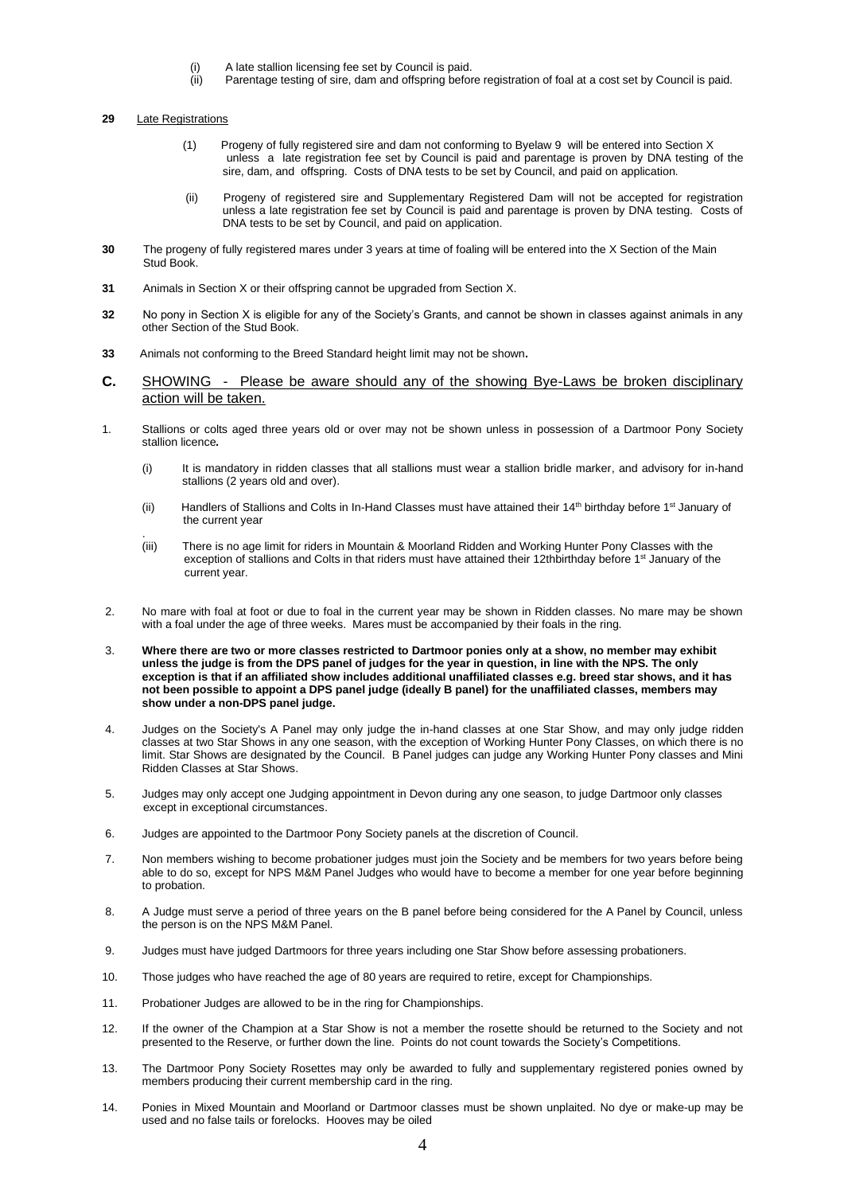(i) A late stallion licensing fee set by Council is paid.
(ii) Parentage testing of sire, dam and offspring before registration of foal at a cost set by Council is paid.

**29** Late Registrations

(1) Progeny of fully registered sire and dam not conforming to Byelaw 9 will be entered into Section X unless a late registration fee set by Council is paid and parentage is proven by DNA testing of the sire, dam, and offspring. Costs of DNA tests to be set by Council, and paid on application.

(ii) Progeny of registered sire and Supplementary Registered Dam will not be accepted for registration unless a late registration fee set by Council is paid and parentage is proven by DNA testing. Costs of DNA tests to be set by Council, and paid on application.

**30** The progeny of fully registered mares under 3 years at time of foaling will be entered into the X Section of the Main Stud Book.

**31** Animals in Section X or their offspring cannot be upgraded from Section X.

**32** No pony in Section X is eligible for any of the Society's Grants, and cannot be shown in classes against animals in any other Section of the Stud Book.

**33** Animals not conforming to the Breed Standard height limit may not be shown.

## C. SHOWING - Please be aware should any of the showing Bye-Laws be broken disciplinary action will be taken.

1. Stallions or colts aged three years old or over may not be shown unless in possession of a Dartmoor Pony Society stallion licence*.*

   (i) It is mandatory in ridden classes that all stallions must wear a stallion bridle marker, and advisory for in-hand stallions (2 years old and over).

   (ii) Handlers of Stallions and Colts in In-Hand Classes must have attained their 14th birthday before 1st January of the current year

   (iii) There is no age limit for riders in Mountain & Moorland Ridden and Working Hunter Pony Classes with the exception of stallions and Colts in that riders must have attained their 12thbirthday before 1st January of the current year.

2. No mare with foal at foot or due to foal in the current year may be shown in Ridden classes. No mare may be shown with a foal under the age of three weeks. Mares must be accompanied by their foals in the ring.

3. **Where there are two or more classes restricted to Dartmoor ponies only at a show, no member may exhibit unless the judge is from the DPS panel of judges for the year in question, in line with the NPS. The only exception is that if an affiliated show includes additional unaffiliated classes e.g. breed star shows, and it has not been possible to appoint a DPS panel judge (ideally B panel) for the unaffiliated classes, members may show under a non-DPS panel judge.**

4. Judges on the Society's A Panel may only judge the in-hand classes at one Star Show, and may only judge ridden classes at two Star Shows in any one season, with the exception of Working Hunter Pony Classes, on which there is no limit. Star Shows are designated by the Council. B Panel judges can judge any Working Hunter Pony classes and Mini Ridden Classes at Star Shows.

5. Judges may only accept one Judging appointment in Devon during any one season, to judge Dartmoor only classes except in exceptional circumstances.

6. Judges are appointed to the Dartmoor Pony Society panels at the discretion of Council.

7. Non members wishing to become probationer judges must join the Society and be members for two years before being able to do so, except for NPS M&M Panel Judges who would have to become a member for one year before beginning to probation.

8. A Judge must serve a period of three years on the B panel before being considered for the A Panel by Council, unless the person is on the NPS M&M Panel.

9. Judges must have judged Dartmoors for three years including one Star Show before assessing probationers.

10. Those judges who have reached the age of 80 years are required to retire, except for Championships.

11. Probationer Judges are allowed to be in the ring for Championships.

12. If the owner of the Champion at a Star Show is not a member the rosette should be returned to the Society and not presented to the Reserve, or further down the line. Points do not count towards the Society's Competitions.

13. The Dartmoor Pony Society Rosettes may only be awarded to fully and supplementary registered ponies owned by members producing their current membership card in the ring.

14. Ponies in Mixed Mountain and Moorland or Dartmoor classes must be shown unplaited. No dye or make-up may be used and no false tails or forelocks. Hooves may be oiled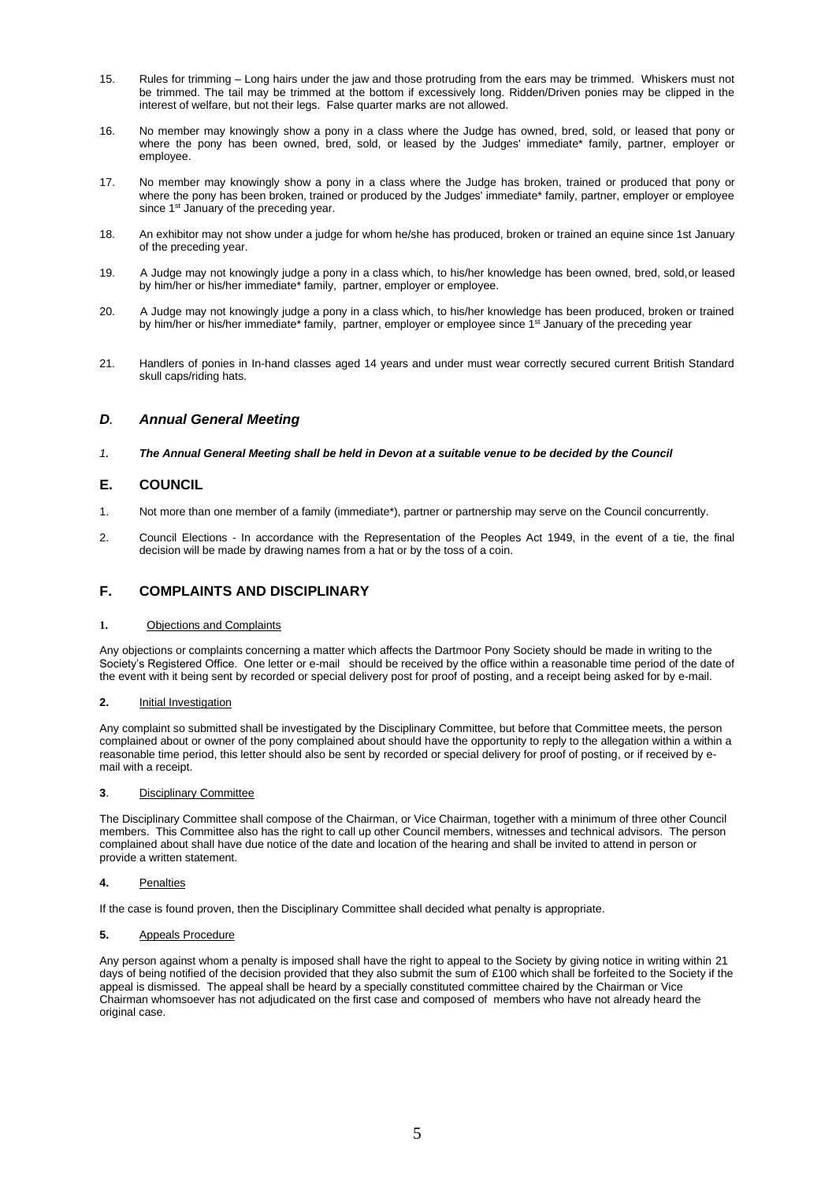15. Rules for trimming – Long hairs under the jaw and those protruding from the ears may be trimmed. Whiskers must not be trimmed. The tail may be trimmed at the bottom if excessively long. Ridden/Driven ponies may be clipped in the interest of welfare, but not their legs. False quarter marks are not allowed.

16. No member may knowingly show a pony in a class where the Judge has owned, bred, sold, or leased that pony or where the pony has been owned, bred, sold, or leased by the Judges' immediate* family, partner, employer or employee.

17. No member may knowingly show a pony in a class where the Judge has broken, trained or produced that pony or where the pony has been broken, trained or produced by the Judges' immediate* family, partner, employer or employee since 1st January of the preceding year.

18. An exhibitor may not show under a judge for whom he/she has produced, broken or trained an equine since 1st January of the preceding year.

19. A Judge may not knowingly judge a pony in a class which, to his/her knowledge has been owned, bred, sold, or leased by him/her or his/her immediate* family, partner, employer or employee.

20. A Judge may not knowingly judge a pony in a class which, to his/her knowledge has been produced, broken or trained by him/her or his/her immediate* family, partner, employer or employee since 1st January of the preceding year

21. Handlers of ponies in In-hand classes aged 14 years and under must wear correctly secured current British Standard skull caps/riding hats.

## *D. Annual General Meeting*

*1. **The Annual General Meeting shall be held in Devon at a suitable venue to be decided by the Council***

## E. COUNCIL

1. Not more than one member of a family (immediate*), partner or partnership may serve on the Council concurrently.

2. Council Elections - In accordance with the Representation of the Peoples Act 1949, in the event of a tie, the final decision will be made by drawing names from a hat or by the toss of a coin.

## F. COMPLAINTS AND DISCIPLINARY

### 1. Objections and Complaints

Any objections or complaints concerning a matter which affects the Dartmoor Pony Society should be made in writing to the Society's Registered Office. One letter or e-mail should be received by the office within a reasonable time period of the date of the event with it being sent by recorded or special delivery post for proof of posting, and a receipt being asked for by e-mail.

### 2. Initial Investigation

Any complaint so submitted shall be investigated by the Disciplinary Committee, but before that Committee meets, the person complained about or owner of the pony complained about should have the opportunity to reply to the allegation within a within a reasonable time period, this letter should also be sent by recorded or special delivery for proof of posting, or if received by e-mail with a receipt.

### 3. Disciplinary Committee

The Disciplinary Committee shall compose of the Chairman, or Vice Chairman, together with a minimum of three other Council members. This Committee also has the right to call up other Council members, witnesses and technical advisors. The person complained about shall have due notice of the date and location of the hearing and shall be invited to attend in person or provide a written statement.

### 4. Penalties

If the case is found proven, then the Disciplinary Committee shall decided what penalty is appropriate.

### 5. Appeals Procedure

Any person against whom a penalty is imposed shall have the right to appeal to the Society by giving notice in writing within 21 days of being notified of the decision provided that they also submit the sum of £100 which shall be forfeited to the Society if the appeal is dismissed. The appeal shall be heard by a specially constituted committee chaired by the Chairman or Vice Chairman whomsoever has not adjudicated on the first case and composed of members who have not already heard the original case.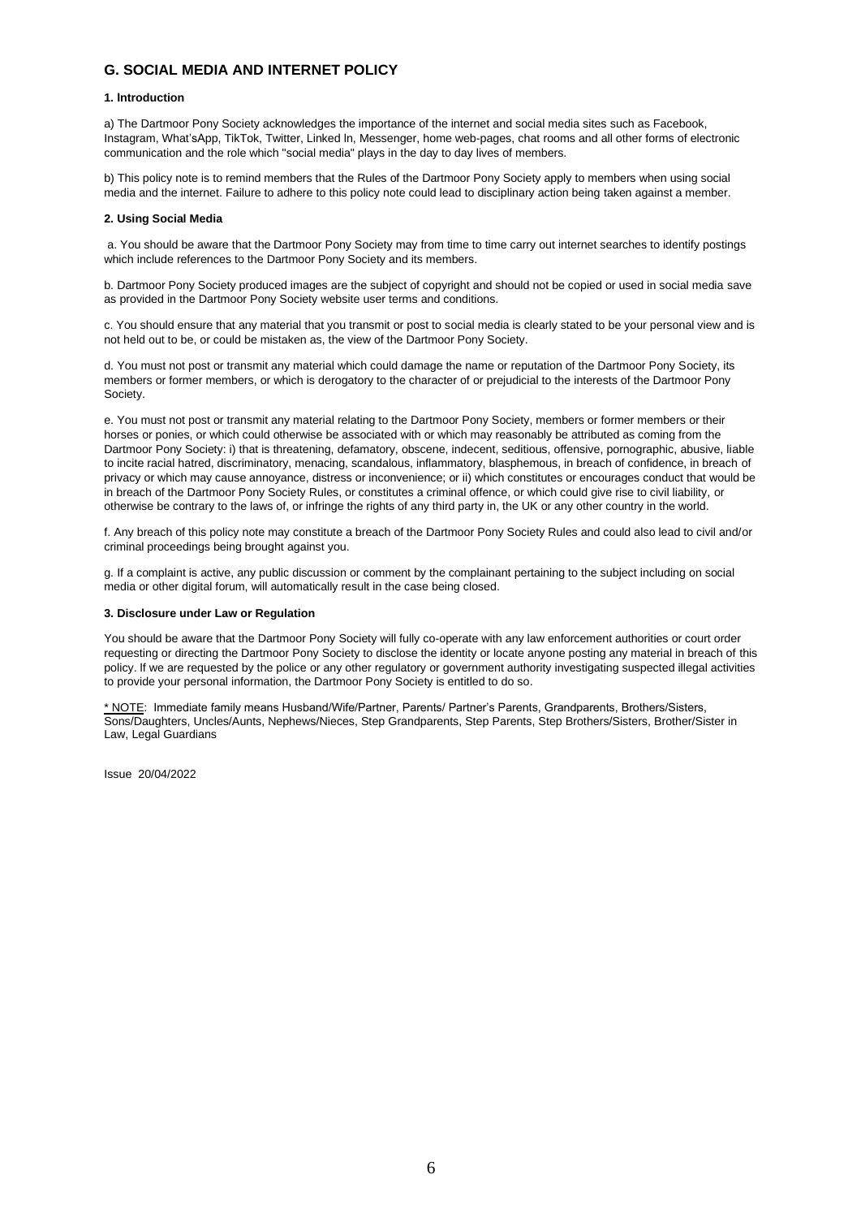## G. SOCIAL MEDIA AND INTERNET POLICY

### 1. Introduction

a) The Dartmoor Pony Society acknowledges the importance of the internet and social media sites such as Facebook, Instagram, What'sApp, TikTok, Twitter, Linked In, Messenger, home web-pages, chat rooms and all other forms of electronic communication and the role which "social media" plays in the day to day lives of members.

b) This policy note is to remind members that the Rules of the Dartmoor Pony Society apply to members when using social media and the internet. Failure to adhere to this policy note could lead to disciplinary action being taken against a member.

### 2. Using Social Media

a. You should be aware that the Dartmoor Pony Society may from time to time carry out internet searches to identify postings which include references to the Dartmoor Pony Society and its members.

b. Dartmoor Pony Society produced images are the subject of copyright and should not be copied or used in social media save as provided in the Dartmoor Pony Society website user terms and conditions.

c. You should ensure that any material that you transmit or post to social media is clearly stated to be your personal view and is not held out to be, or could be mistaken as, the view of the Dartmoor Pony Society.

d. You must not post or transmit any material which could damage the name or reputation of the Dartmoor Pony Society, its members or former members, or which is derogatory to the character of or prejudicial to the interests of the Dartmoor Pony Society.

e. You must not post or transmit any material relating to the Dartmoor Pony Society, members or former members or their horses or ponies, or which could otherwise be associated with or which may reasonably be attributed as coming from the Dartmoor Pony Society: i) that is threatening, defamatory, obscene, indecent, seditious, offensive, pornographic, abusive, liable to incite racial hatred, discriminatory, menacing, scandalous, inflammatory, blasphemous, in breach of confidence, in breach of privacy or which may cause annoyance, distress or inconvenience; or ii) which constitutes or encourages conduct that would be in breach of the Dartmoor Pony Society Rules, or constitutes a criminal offence, or which could give rise to civil liability, or otherwise be contrary to the laws of, or infringe the rights of any third party in, the UK or any other country in the world.

f. Any breach of this policy note may constitute a breach of the Dartmoor Pony Society Rules and could also lead to civil and/or criminal proceedings being brought against you.

g. If a complaint is active, any public discussion or comment by the complainant pertaining to the subject including on social media or other digital forum, will automatically result in the case being closed.

### 3. Disclosure under Law or Regulation

You should be aware that the Dartmoor Pony Society will fully co-operate with any law enforcement authorities or court order requesting or directing the Dartmoor Pony Society to disclose the identity or locate anyone posting any material in breach of this policy. If we are requested by the police or any other regulatory or government authority investigating suspected illegal activities to provide your personal information, the Dartmoor Pony Society is entitled to do so.

\* NOTE: Immediate family means Husband/Wife/Partner, Parents/ Partner's Parents, Grandparents, Brothers/Sisters, Sons/Daughters, Uncles/Aunts, Nephews/Nieces, Step Grandparents, Step Parents, Step Brothers/Sisters, Brother/Sister in Law, Legal Guardians

Issue 20/04/2022